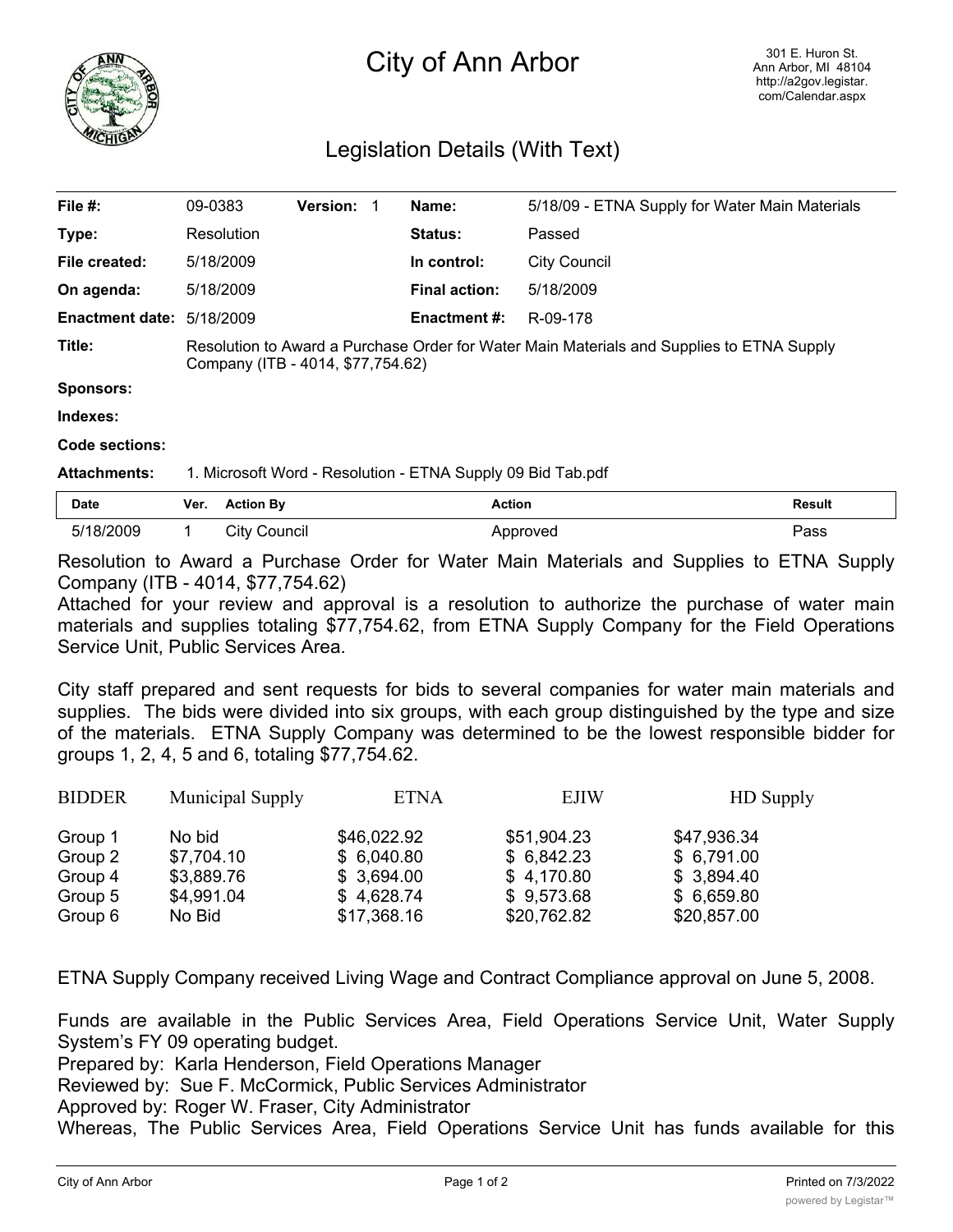# City of Ann Arbor

301 E. Huron St.
Ann Arbor, MI 48104
http://a2gov.legistar.com/Calendar.aspx

## Legislation Details (With Text)

| | | | | | |
|---|---|---|---|---|---|
| **File #:** | 09-0383 | **Version:** 1 | | **Name:** | 5/18/09 - ETNA Supply for Water Main Materials |
| **Type:** | Resolution | | | **Status:** | Passed |
| **File created:** | 5/18/2009 | | | **In control:** | City Council |
| **On agenda:** | 5/18/2009 | | | **Final action:** | 5/18/2009 |
| **Enactment date:** | 5/18/2009 | | | **Enactment #:** | R-09-178 |

**Title:** Resolution to Award a Purchase Order for Water Main Materials and Supplies to ETNA Supply Company (ITB - 4014, $77,754.62)

**Sponsors:**

**Indexes:**

**Code sections:**

**Attachments:** 1. Microsoft Word - Resolution - ETNA Supply 09 Bid Tab.pdf

| Date | Ver. | Action By | Action | Result |
|---|---|---|---|---|
| 5/18/2009 | 1 | City Council | Approved | Pass |

Resolution to Award a Purchase Order for Water Main Materials and Supplies to ETNA Supply Company (ITB - 4014, $77,754.62)

Attached for your review and approval is a resolution to authorize the purchase of water main materials and supplies totaling $77,754.62, from ETNA Supply Company for the Field Operations Service Unit, Public Services Area.

City staff prepared and sent requests for bids to several companies for water main materials and supplies. The bids were divided into six groups, with each group distinguished by the type and size of the materials. ETNA Supply Company was determined to be the lowest responsible bidder for groups 1, 2, 4, 5 and 6, totaling $77,754.62.

| BIDDER | Municipal Supply | ETNA | EJIW | HD Supply |
|---|---|---|---|---|
| Group 1 | No bid | $46,022.92 | $51,904.23 | $47,936.34 |
| Group 2 | $7,704.10 | $ 6,040.80 | $ 6,842.23 | $ 6,791.00 |
| Group 4 | $3,889.76 | $ 3,694.00 | $ 4,170.80 | $ 3,894.40 |
| Group 5 | $4,991.04 | $ 4,628.74 | $ 9,573.68 | $ 6,659.80 |
| Group 6 | No Bid | $17,368.16 | $20,762.82 | $20,857.00 |

ETNA Supply Company received Living Wage and Contract Compliance approval on June 5, 2008.

Funds are available in the Public Services Area, Field Operations Service Unit, Water Supply System's FY 09 operating budget.

Prepared by: Karla Henderson, Field Operations Manager
Reviewed by: Sue F. McCormick, Public Services Administrator
Approved by: Roger W. Fraser, City Administrator

Whereas, The Public Services Area, Field Operations Service Unit has funds available for this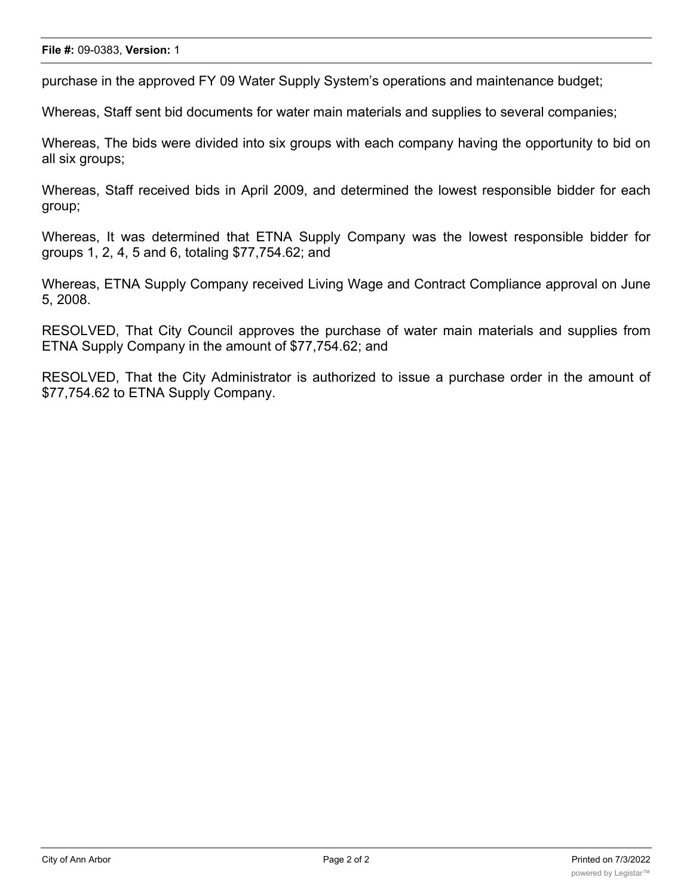purchase in the approved FY 09 Water Supply System's operations and maintenance budget;

Whereas, Staff sent bid documents for water main materials and supplies to several companies;

Whereas, The bids were divided into six groups with each company having the opportunity to bid on all six groups;

Whereas, Staff received bids in April 2009, and determined the lowest responsible bidder for each group;

Whereas, It was determined that ETNA Supply Company was the lowest responsible bidder for groups 1, 2, 4, 5 and 6, totaling $77,754.62; and

Whereas, ETNA Supply Company received Living Wage and Contract Compliance approval on June 5, 2008.

RESOLVED, That City Council approves the purchase of water main materials and supplies from ETNA Supply Company in the amount of $77,754.62; and

RESOLVED, That the City Administrator is authorized to issue a purchase order in the amount of $77,754.62 to ETNA Supply Company.